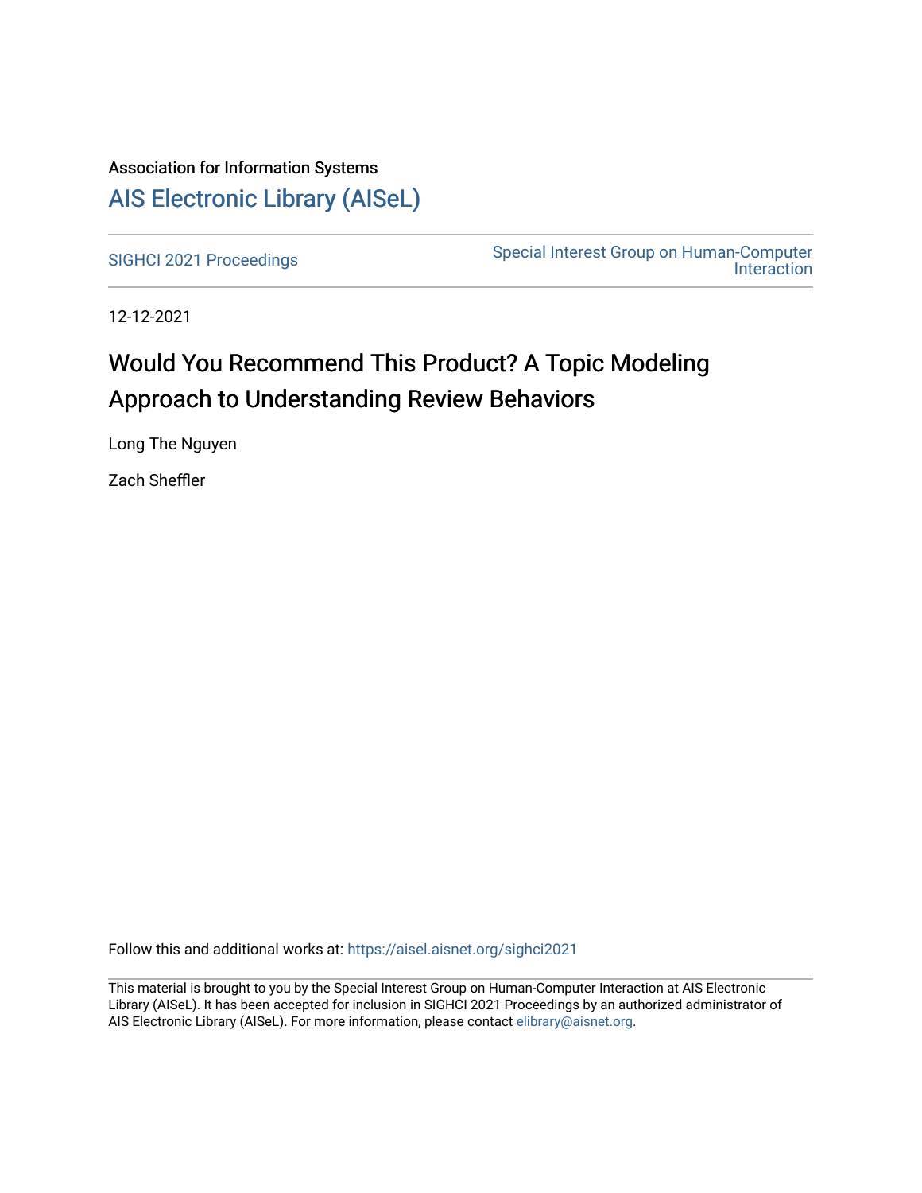Association for Information Systems

# [AIS Electronic Library (AISeL)](https://aisel.aisnet.org/)

[SIGHCI 2021 Proceedings](https://aisel.aisnet.org/sighci2021)

[Special Interest Group on Human-Computer Interaction](https://aisel.aisnet.org/sighci)

12-12-2021

## Would You Recommend This Product? A Topic Modeling Approach to Understanding Review Behaviors

Long The Nguyen

Zach Sheffler

Follow this and additional works at: https://aisel.aisnet.org/sighci2021

This material is brought to you by the Special Interest Group on Human-Computer Interaction at AIS Electronic Library (AISeL). It has been accepted for inclusion in SIGHCI 2021 Proceedings by an authorized administrator of AIS Electronic Library (AISeL). For more information, please contact elibrary@aisnet.org.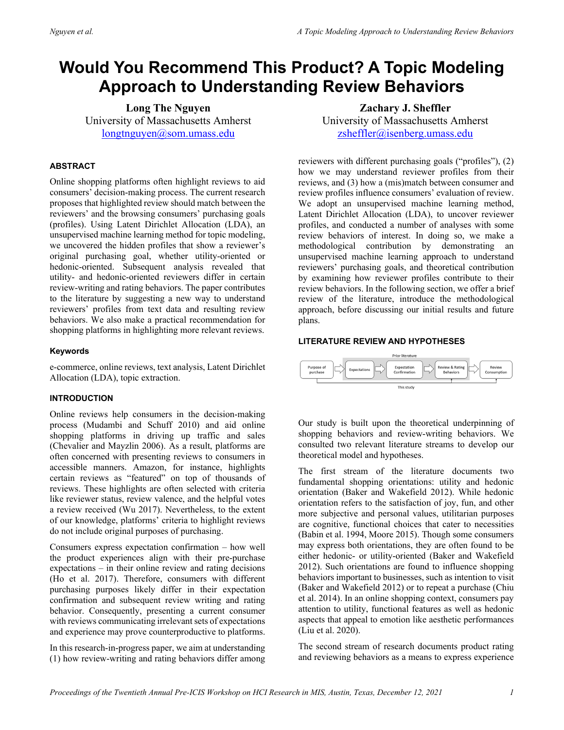# Would You Recommend This Product? A Topic Modeling Approach to Understanding Review Behaviors

**Long The Nguyen**
University of Massachusetts Amherst
longtnguyen@som.umass.edu

**Zachary J. Sheffler**
University of Massachusetts Amherst
zsheffler@isenberg.umass.edu

### ABSTRACT

Online shopping platforms often highlight reviews to aid consumers' decision-making process. The current research proposes that highlighted review should match between the reviewers' and the browsing consumers' purchasing goals (profiles). Using Latent Dirichlet Allocation (LDA), an unsupervised machine learning method for topic modeling, we uncovered the hidden profiles that show a reviewer's original purchasing goal, whether utility-oriented or hedonic-oriented. Subsequent analysis revealed that utility- and hedonic-oriented reviewers differ in certain review-writing and rating behaviors. The paper contributes to the literature by suggesting a new way to understand reviewers' profiles from text data and resulting review behaviors. We also make a practical recommendation for shopping platforms in highlighting more relevant reviews.

### Keywords

e-commerce, online reviews, text analysis, Latent Dirichlet Allocation (LDA), topic extraction.

### INTRODUCTION

Online reviews help consumers in the decision-making process (Mudambi and Schuff 2010) and aid online shopping platforms in driving up traffic and sales (Chevalier and Mayzlin 2006). As a result, platforms are often concerned with presenting reviews to consumers in accessible manners. Amazon, for instance, highlights certain reviews as "featured" on top of thousands of reviews. These highlights are often selected with criteria like reviewer status, review valence, and the helpful votes a review received (Wu 2017). Nevertheless, to the extent of our knowledge, platforms' criteria to highlight reviews do not include original purposes of purchasing.

Consumers express expectation confirmation – how well the product experiences align with their pre-purchase expectations – in their online review and rating decisions (Ho et al. 2017). Therefore, consumers with different purchasing purposes likely differ in their expectation confirmation and subsequent review writing and rating behavior. Consequently, presenting a current consumer with reviews communicating irrelevant sets of expectations and experience may prove counterproductive to platforms.

In this research-in-progress paper, we aim at understanding (1) how review-writing and rating behaviors differ among reviewers with different purchasing goals ("profiles"), (2) how we may understand reviewer profiles from their reviews, and (3) how a (mis)match between consumer and review profiles influence consumers' evaluation of review. We adopt an unsupervised machine learning method, Latent Dirichlet Allocation (LDA), to uncover reviewer profiles, and conducted a number of analyses with some review behaviors of interest. In doing so, we make a methodological contribution by demonstrating an unsupervised machine learning approach to understand reviewers' purchasing goals, and theoretical contribution by examining how reviewer profiles contribute to their review behaviors. In the following section, we offer a brief review of the literature, introduce the methodological approach, before discussing our initial results and future plans.

### LITERATURE REVIEW AND HYPOTHESES

Prior literature

Purpose of purchase → Expectations → Expectation Confirmation → Review & Rating Behaviors → Review Consumption

This study

Our study is built upon the theoretical underpinning of shopping behaviors and review-writing behaviors. We consulted two relevant literature streams to develop our theoretical model and hypotheses.

The first stream of the literature documents two fundamental shopping orientations: utility and hedonic orientation (Baker and Wakefield 2012). While hedonic orientation refers to the satisfaction of joy, fun, and other more subjective and personal values, utilitarian purposes are cognitive, functional choices that cater to necessities (Babin et al. 1994, Moore 2015). Though some consumers may express both orientations, they are often found to be either hedonic- or utility-oriented (Baker and Wakefield 2012). Such orientations are found to influence shopping behaviors important to businesses, such as intention to visit (Baker and Wakefield 2012) or to repeat a purchase (Chiu et al. 2014). In an online shopping context, consumers pay attention to utility, functional features as well as hedonic aspects that appeal to emotion like aesthetic performances (Liu et al. 2020).

The second stream of research documents product rating and reviewing behaviors as a means to express experience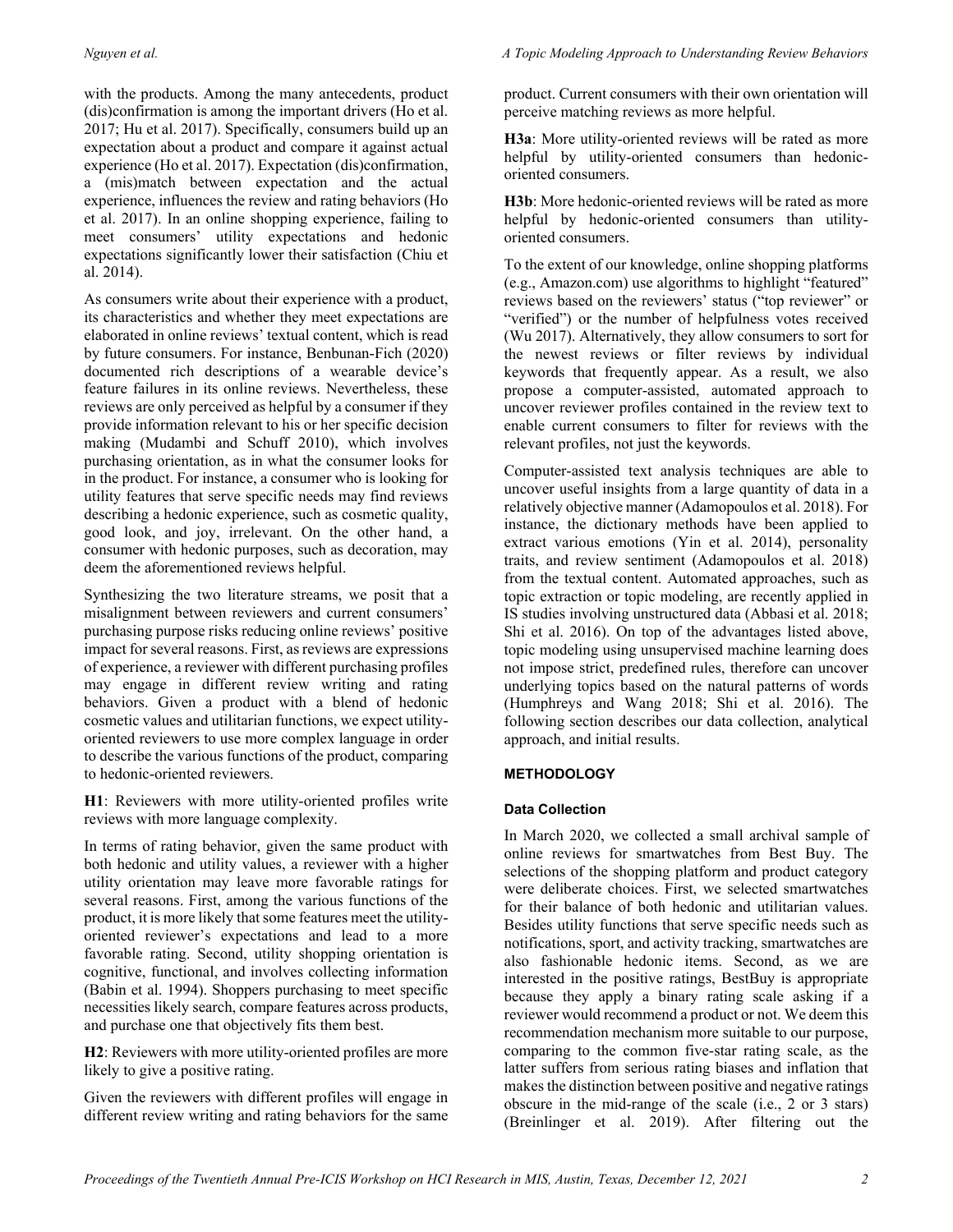with the products. Among the many antecedents, product (dis)confirmation is among the important drivers (Ho et al. 2017; Hu et al. 2017). Specifically, consumers build up an expectation about a product and compare it against actual experience (Ho et al. 2017). Expectation (dis)confirmation, a (mis)match between expectation and the actual experience, influences the review and rating behaviors (Ho et al. 2017). In an online shopping experience, failing to meet consumers' utility expectations and hedonic expectations significantly lower their satisfaction (Chiu et al. 2014).

As consumers write about their experience with a product, its characteristics and whether they meet expectations are elaborated in online reviews' textual content, which is read by future consumers. For instance, Benbunan-Fich (2020) documented rich descriptions of a wearable device's feature failures in its online reviews. Nevertheless, these reviews are only perceived as helpful by a consumer if they provide information relevant to his or her specific decision making (Mudambi and Schuff 2010), which involves purchasing orientation, as in what the consumer looks for in the product. For instance, a consumer who is looking for utility features that serve specific needs may find reviews describing a hedonic experience, such as cosmetic quality, good look, and joy, irrelevant. On the other hand, a consumer with hedonic purposes, such as decoration, may deem the aforementioned reviews helpful.

Synthesizing the two literature streams, we posit that a misalignment between reviewers and current consumers' purchasing purpose risks reducing online reviews' positive impact for several reasons. First, as reviews are expressions of experience, a reviewer with different purchasing profiles may engage in different review writing and rating behaviors. Given a product with a blend of hedonic cosmetic values and utilitarian functions, we expect utility-oriented reviewers to use more complex language in order to describe the various functions of the product, comparing to hedonic-oriented reviewers.

**H1**: Reviewers with more utility-oriented profiles write reviews with more language complexity.

In terms of rating behavior, given the same product with both hedonic and utility values, a reviewer with a higher utility orientation may leave more favorable ratings for several reasons. First, among the various functions of the product, it is more likely that some features meet the utility-oriented reviewer's expectations and lead to a more favorable rating. Second, utility shopping orientation is cognitive, functional, and involves collecting information (Babin et al. 1994). Shoppers purchasing to meet specific necessities likely search, compare features across products, and purchase one that objectively fits them best.

**H2**: Reviewers with more utility-oriented profiles are more likely to give a positive rating.

Given the reviewers with different profiles will engage in different review writing and rating behaviors for the same product. Current consumers with their own orientation will perceive matching reviews as more helpful.

**H3a**: More utility-oriented reviews will be rated as more helpful by utility-oriented consumers than hedonic-oriented consumers.

**H3b**: More hedonic-oriented reviews will be rated as more helpful by hedonic-oriented consumers than utility-oriented consumers.

To the extent of our knowledge, online shopping platforms (e.g., Amazon.com) use algorithms to highlight "featured" reviews based on the reviewers' status ("top reviewer" or "verified") or the number of helpfulness votes received (Wu 2017). Alternatively, they allow consumers to sort for the newest reviews or filter reviews by individual keywords that frequently appear. As a result, we also propose a computer-assisted, automated approach to uncover reviewer profiles contained in the review text to enable current consumers to filter for reviews with the relevant profiles, not just the keywords.

Computer-assisted text analysis techniques are able to uncover useful insights from a large quantity of data in a relatively objective manner (Adamopoulos et al. 2018). For instance, the dictionary methods have been applied to extract various emotions (Yin et al. 2014), personality traits, and review sentiment (Adamopoulos et al. 2018) from the textual content. Automated approaches, such as topic extraction or topic modeling, are recently applied in IS studies involving unstructured data (Abbasi et al. 2018; Shi et al. 2016). On top of the advantages listed above, topic modeling using unsupervised machine learning does not impose strict, predefined rules, therefore can uncover underlying topics based on the natural patterns of words (Humphreys and Wang 2018; Shi et al. 2016). The following section describes our data collection, analytical approach, and initial results.

## METHODOLOGY

### Data Collection

In March 2020, we collected a small archival sample of online reviews for smartwatches from Best Buy. The selections of the shopping platform and product category were deliberate choices. First, we selected smartwatches for their balance of both hedonic and utilitarian values. Besides utility functions that serve specific needs such as notifications, sport, and activity tracking, smartwatches are also fashionable hedonic items. Second, as we are interested in the positive ratings, BestBuy is appropriate because they apply a binary rating scale asking if a reviewer would recommend a product or not. We deem this recommendation mechanism more suitable to our purpose, comparing to the common five-star rating scale, as the latter suffers from serious rating biases and inflation that makes the distinction between positive and negative ratings obscure in the mid-range of the scale (i.e., 2 or 3 stars) (Breinlinger et al. 2019). After filtering out the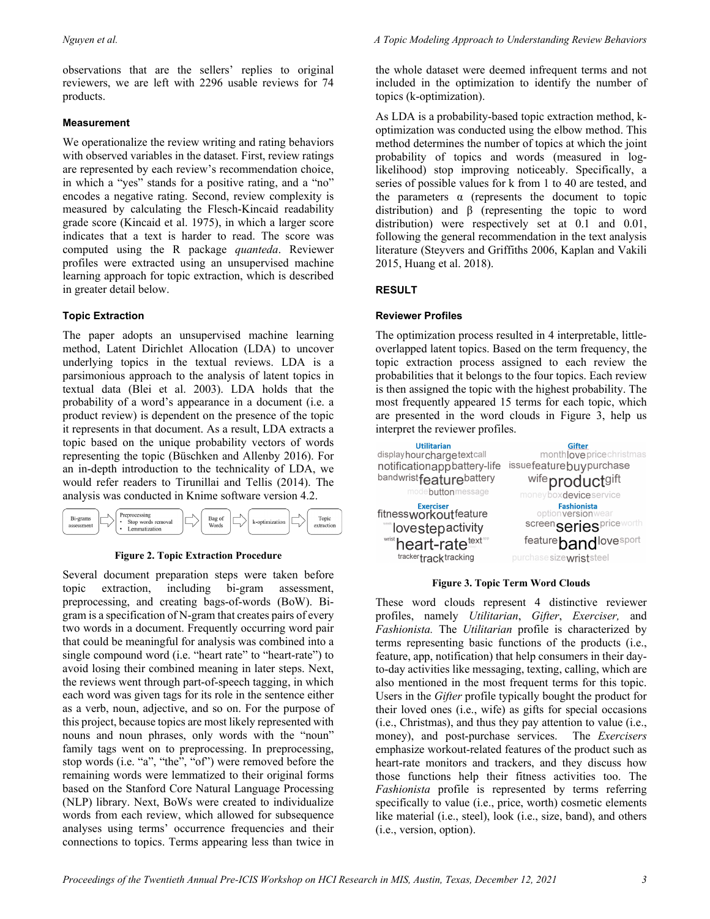observations that are the sellers' replies to original reviewers, we are left with 2296 usable reviews for 74 products.

### Measurement

We operationalize the review writing and rating behaviors with observed variables in the dataset. First, review ratings are represented by each review's recommendation choice, in which a "yes" stands for a positive rating, and a "no" encodes a negative rating. Second, review complexity is measured by calculating the Flesch-Kincaid readability grade score (Kincaid et al. 1975), in which a larger score indicates that a text is harder to read. The score was computed using the R package *quanteda*. Reviewer profiles were extracted using an unsupervised machine learning approach for topic extraction, which is described in greater detail below.

### Topic Extraction

The paper adopts an unsupervised machine learning method, Latent Dirichlet Allocation (LDA) to uncover underlying topics in the textual reviews. LDA is a parsimonious approach to the analysis of latent topics in textual data (Blei et al. 2003). LDA holds that the probability of a word's appearance in a document (i.e. a product review) is dependent on the presence of the topic it represents in that document. As a result, LDA extracts a topic based on the unique probability vectors of words representing the topic (Büschken and Allenby 2016). For an in-depth introduction to the technicality of LDA, we would refer readers to Tirunillai and Tellis (2014). The analysis was conducted in Knime software version 4.2.

Bi-grams assessment → Preprocessing (• Stop words removal • Lemmatization) → Bag of Words → k-optimization → Topic extraction

**Figure 2. Topic Extraction Procedure**

Several document preparation steps were taken before topic extraction, including bi-gram assessment, preprocessing, and creating bags-of-words (BoW). Bi-gram is a specification of N-gram that creates pairs of every two words in a document. Frequently occurring word pair that could be meaningful for analysis was combined into a single compound word (i.e. "heart rate" to "heart-rate") to avoid losing their combined meaning in later steps. Next, the reviews went through part-of-speech tagging, in which each word was given tags for its role in the sentence either as a verb, noun, adjective, and so on. For the purpose of this project, because topics are most likely represented with nouns and noun phrases, only words with the "noun" family tags went on to preprocessing. In preprocessing, stop words (i.e. "a", "the", "of") were removed before the remaining words were lemmatized to their original forms based on the Stanford Core Natural Language Processing (NLP) library. Next, BoWs were created to individualize words from each review, which allowed for subsequence analyses using terms' occurrence frequencies and their connections to topics. Terms appearing less than twice in the whole dataset were deemed infrequent terms and not included in the optimization to identify the number of topics (k-optimization).

As LDA is a probability-based topic extraction method, k-optimization was conducted using the elbow method. This method determines the number of topics at which the joint probability of topics and words (measured in log-likelihood) stop improving noticeably. Specifically, a series of possible values for k from 1 to 40 are tested, and the parameters α (represents the document to topic distribution) and β (representing the topic to word distribution) were respectively set at 0.1 and 0.01, following the general recommendation in the text analysis literature (Steyvers and Griffiths 2006, Kaplan and Vakili 2015, Huang et al. 2018).

## RESULT

### Reviewer Profiles

The optimization process resulted in 4 interpretable, little-overlapped latent topics. Based on the term frequency, the topic extraction process assigned to each review the probabilities that it belongs to the four topics. Each review is then assigned the topic with the highest probability. The most frequently appeared 15 terms for each topic, which are presented in the word clouds in Figure 3, help us interpret the reviewer profiles.

Utilitarian: display hour charge text call notification app battery-life band wrist feature battery mode button message

Gifter: month love price christmas issue feature buy purchase wife product gift money box device service

Exerciser: fitness workout feature love step activity wrist heart-rate text tracker track tracking

Fashionista: option version wear screen series price worth feature band love sport purchase size wrist steel

**Figure 3. Topic Term Word Clouds**

These word clouds represent 4 distinctive reviewer profiles, namely *Utilitarian*, *Gifter*, *Exerciser,* and *Fashionista.* The *Utilitarian* profile is characterized by terms representing basic functions of the products (i.e., feature, app, notification) that help consumers in their day-to-day activities like messaging, texting, calling, which are also mentioned in the most frequent terms for this topic. Users in the *Gifter* profile typically bought the product for their loved ones (i.e., wife) as gifts for special occasions (i.e., Christmas), and thus they pay attention to value (i.e., money), and post-purchase services. The *Exercisers* emphasize workout-related features of the product such as heart-rate monitors and trackers, and they discuss how those functions help their fitness activities too. The *Fashionista* profile is represented by terms referring specifically to value (i.e., price, worth) cosmetic elements like material (i.e., steel), look (i.e., size, band), and others (i.e., version, option).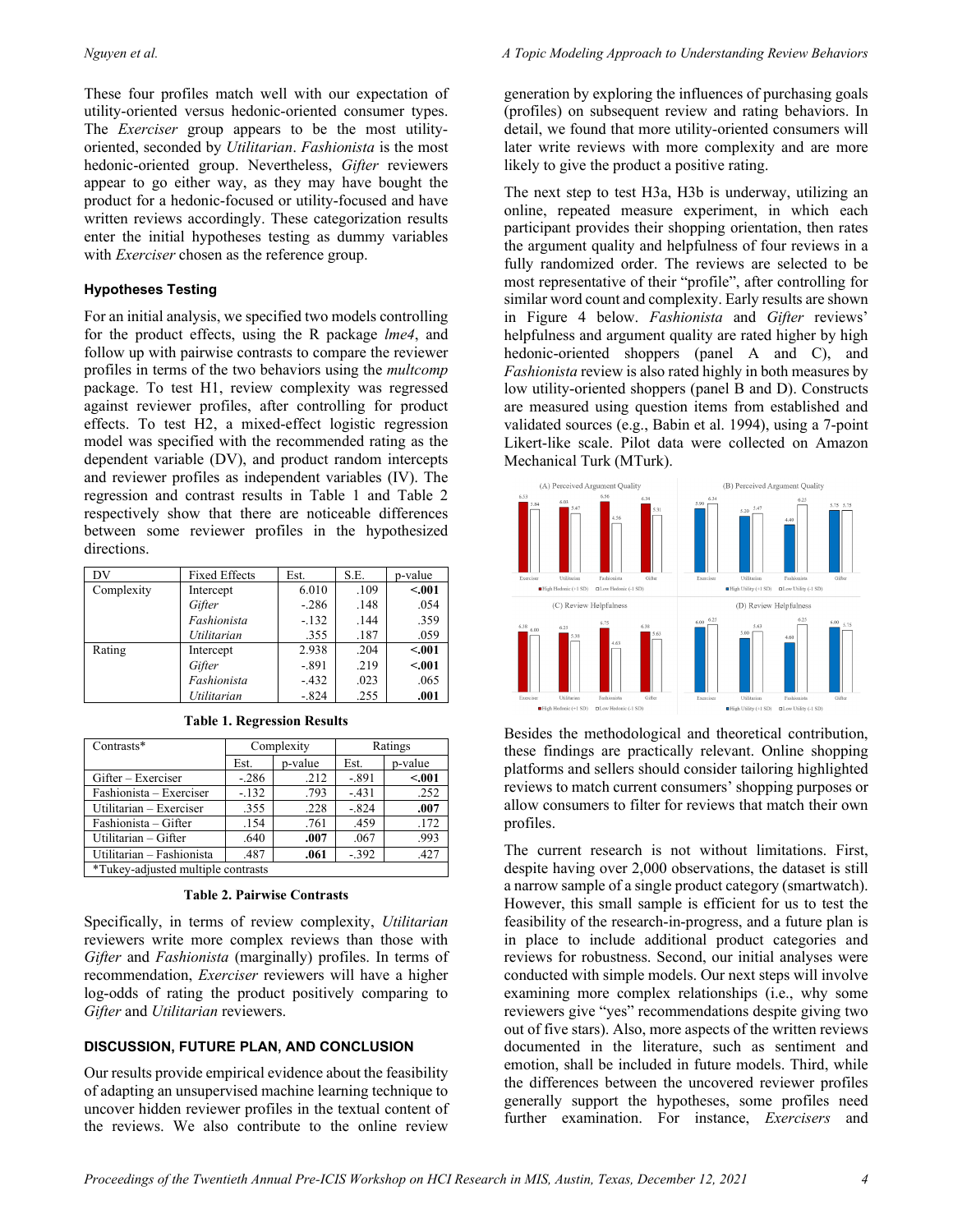These four profiles match well with our expectation of utility-oriented versus hedonic-oriented consumer types. The *Exerciser* group appears to be the most utility-oriented, seconded by *Utilitarian*. *Fashionista* is the most hedonic-oriented group. Nevertheless, *Gifter* reviewers appear to go either way, as they may have bought the product for a hedonic-focused or utility-focused and have written reviews accordingly. These categorization results enter the initial hypotheses testing as dummy variables with *Exerciser* chosen as the reference group.

### Hypotheses Testing

For an initial analysis, we specified two models controlling for the product effects, using the R package *lme4*, and follow up with pairwise contrasts to compare the reviewer profiles in terms of the two behaviors using the *multcomp* package. To test H1, review complexity was regressed against reviewer profiles, after controlling for product effects. To test H2, a mixed-effect logistic regression model was specified with the recommended rating as the dependent variable (DV), and product random intercepts and reviewer profiles as independent variables (IV). The regression and contrast results in Table 1 and Table 2 respectively show that there are noticeable differences between some reviewer profiles in the hypothesized directions.

| DV | Fixed Effects | Est. | S.E. | p-value |
|---|---|---|---|---|
| Complexity | Intercept | 6.010 | .109 | **<.001** |
| | *Gifter* | -.286 | .148 | .054 |
| | *Fashionista* | -.132 | .144 | .359 |
| | *Utilitarian* | .355 | .187 | .059 |
| Rating | Intercept | 2.938 | .204 | **<.001** |
| | *Gifter* | -.891 | .219 | **<.001** |
| | *Fashionista* | -.432 | .023 | .065 |
| | *Utilitarian* | -.824 | .255 | **.001** |

**Table 1. Regression Results**

| Contrasts* | Complexity | | Ratings | |
|---|---|---|---|---|
| | Est. | p-value | Est. | p-value |
| Gifter – Exerciser | -.286 | .212 | -.891 | **<.001** |
| Fashionista – Exerciser | -.132 | .793 | -.431 | .252 |
| Utilitarian – Exerciser | .355 | .228 | -.824 | **.007** |
| Fashionista – Gifter | .154 | .761 | .459 | .172 |
| Utilitarian – Gifter | .640 | **.007** | .067 | .993 |
| Utilitarian – Fashionista | .487 | **.061** | -.392 | .427 |
| *Tukey-adjusted multiple contrasts | | | | |

**Table 2. Pairwise Contrasts**

Specifically, in terms of review complexity, *Utilitarian* reviewers write more complex reviews than those with *Gifter* and *Fashionista* (marginally) profiles. In terms of recommendation, *Exerciser* reviewers will have a higher log-odds of rating the product positively comparing to *Gifter* and *Utilitarian* reviewers.

## DISCUSSION, FUTURE PLAN, AND CONCLUSION

Our results provide empirical evidence about the feasibility of adapting an unsupervised machine learning technique to uncover hidden reviewer profiles in the textual content of the reviews. We also contribute to the online review generation by exploring the influences of purchasing goals (profiles) on subsequent review and rating behaviors. In detail, we found that more utility-oriented consumers will later write reviews with more complexity and are more likely to give the product a positive rating.

The next step to test H3a, H3b is underway, utilizing an online, repeated measure experiment, in which each participant provides their shopping orientation, then rates the argument quality and helpfulness of four reviews in a fully randomized order. The reviews are selected to be most representative of their "profile", after controlling for similar word count and complexity. Early results are shown in Figure 4 below. *Fashionista* and *Gifter* reviews' helpfulness and argument quality are rated higher by high hedonic-oriented shoppers (panel A and C), and *Fashionista* review is also rated highly in both measures by low utility-oriented shoppers (panel B and D). Constructs are measured using question items from established and validated sources (e.g., Babin et al. 1994), using a 7-point Likert-like scale. Pilot data were collected on Amazon Mechanical Turk (MTurk).

Besides the methodological and theoretical contribution, these findings are practically relevant. Online shopping platforms and sellers should consider tailoring highlighted reviews to match current consumers' shopping purposes or allow consumers to filter for reviews that match their own profiles.

The current research is not without limitations. First, despite having over 2,000 observations, the dataset is still a narrow sample of a single product category (smartwatch). However, this small sample is efficient for us to test the feasibility of the research-in-progress, and a future plan is in place to include additional product categories and reviews for robustness. Second, our initial analyses were conducted with simple models. Our next steps will involve examining more complex relationships (i.e., why some reviewers give "yes" recommendations despite giving two out of five stars). Also, more aspects of the written reviews documented in the literature, such as sentiment and emotion, shall be included in future models. Third, while the differences between the uncovered reviewer profiles generally support the hypotheses, some profiles need further examination. For instance, *Exercisers* and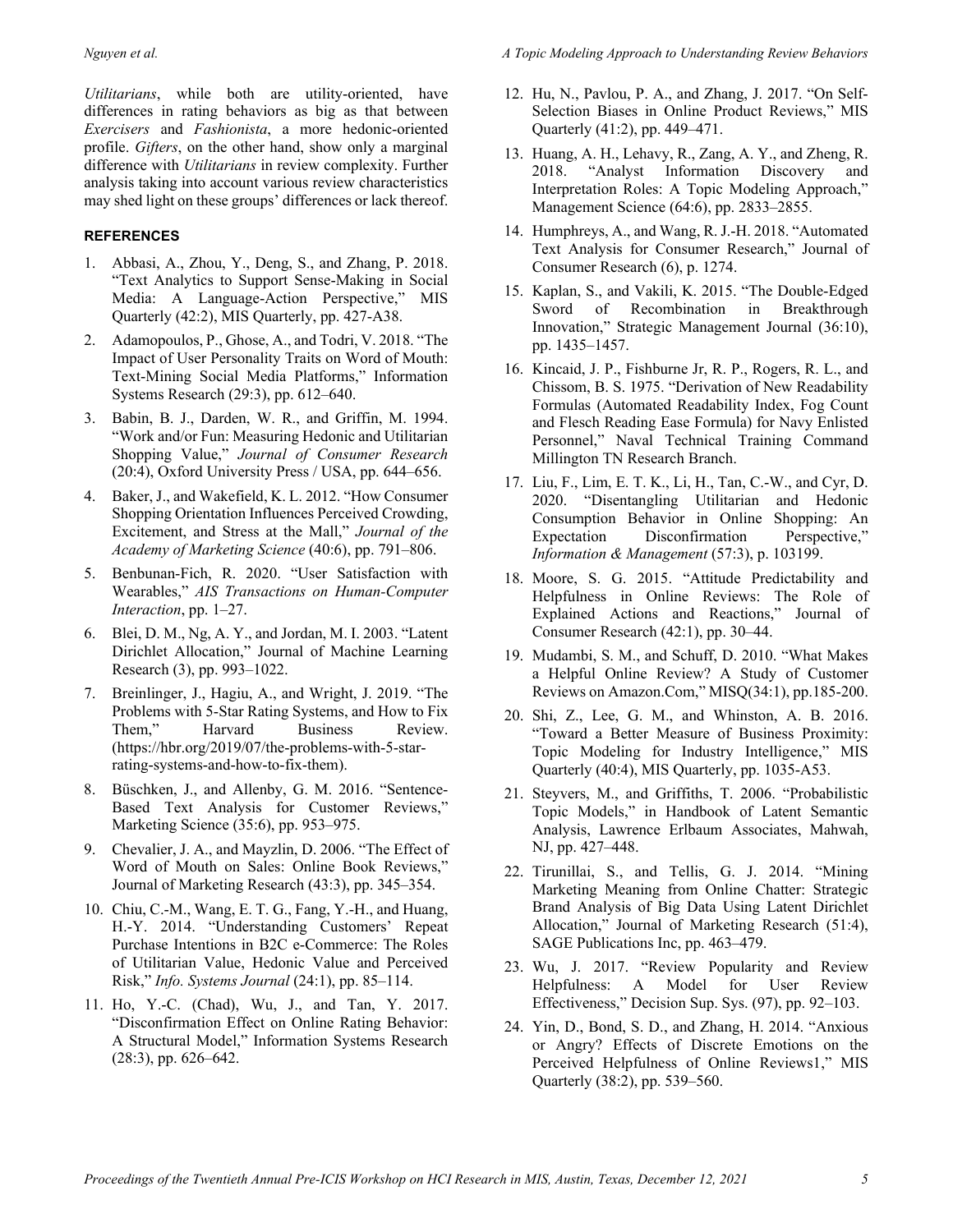*Utilitarians*, while both are utility-oriented, have differences in rating behaviors as big as that between *Exercisers* and *Fashionista*, a more hedonic-oriented profile. *Gifters*, on the other hand, show only a marginal difference with *Utilitarians* in review complexity. Further analysis taking into account various review characteristics may shed light on these groups' differences or lack thereof.

## REFERENCES

1. Abbasi, A., Zhou, Y., Deng, S., and Zhang, P. 2018. "Text Analytics to Support Sense-Making in Social Media: A Language-Action Perspective," MIS Quarterly (42:2), MIS Quarterly, pp. 427-A38.
2. Adamopoulos, P., Ghose, A., and Todri, V. 2018. "The Impact of User Personality Traits on Word of Mouth: Text-Mining Social Media Platforms," Information Systems Research (29:3), pp. 612–640.
3. Babin, B. J., Darden, W. R., and Griffin, M. 1994. "Work and/or Fun: Measuring Hedonic and Utilitarian Shopping Value," *Journal of Consumer Research* (20:4), Oxford University Press / USA, pp. 644–656.
4. Baker, J., and Wakefield, K. L. 2012. "How Consumer Shopping Orientation Influences Perceived Crowding, Excitement, and Stress at the Mall," *Journal of the Academy of Marketing Science* (40:6), pp. 791–806.
5. Benbunan-Fich, R. 2020. "User Satisfaction with Wearables," *AIS Transactions on Human-Computer Interaction*, pp. 1–27.
6. Blei, D. M., Ng, A. Y., and Jordan, M. I. 2003. "Latent Dirichlet Allocation," Journal of Machine Learning Research (3), pp. 993–1022.
7. Breinlinger, J., Hagiu, A., and Wright, J. 2019. "The Problems with 5-Star Rating Systems, and How to Fix Them," Harvard Business Review. (https://hbr.org/2019/07/the-problems-with-5-star-rating-systems-and-how-to-fix-them).
8. Büschken, J., and Allenby, G. M. 2016. "Sentence-Based Text Analysis for Customer Reviews," Marketing Science (35:6), pp. 953–975.
9. Chevalier, J. A., and Mayzlin, D. 2006. "The Effect of Word of Mouth on Sales: Online Book Reviews," Journal of Marketing Research (43:3), pp. 345–354.
10. Chiu, C.-M., Wang, E. T. G., Fang, Y.-H., and Huang, H.-Y. 2014. "Understanding Customers' Repeat Purchase Intentions in B2C e-Commerce: The Roles of Utilitarian Value, Hedonic Value and Perceived Risk," *Info. Systems Journal* (24:1), pp. 85–114.
11. Ho, Y.-C. (Chad), Wu, J., and Tan, Y. 2017. "Disconfirmation Effect on Online Rating Behavior: A Structural Model," Information Systems Research (28:3), pp. 626–642.
12. Hu, N., Pavlou, P. A., and Zhang, J. 2017. "On Self-Selection Biases in Online Product Reviews," MIS Quarterly (41:2), pp. 449–471.
13. Huang, A. H., Lehavy, R., Zang, A. Y., and Zheng, R. 2018. "Analyst Information Discovery and Interpretation Roles: A Topic Modeling Approach," Management Science (64:6), pp. 2833–2855.
14. Humphreys, A., and Wang, R. J.-H. 2018. "Automated Text Analysis for Consumer Research," Journal of Consumer Research (6), p. 1274.
15. Kaplan, S., and Vakili, K. 2015. "The Double-Edged Sword of Recombination in Breakthrough Innovation," Strategic Management Journal (36:10), pp. 1435–1457.
16. Kincaid, J. P., Fishburne Jr, R. P., Rogers, R. L., and Chissom, B. S. 1975. "Derivation of New Readability Formulas (Automated Readability Index, Fog Count and Flesch Reading Ease Formula) for Navy Enlisted Personnel," Naval Technical Training Command Millington TN Research Branch.
17. Liu, F., Lim, E. T. K., Li, H., Tan, C.-W., and Cyr, D. 2020. "Disentangling Utilitarian and Hedonic Consumption Behavior in Online Shopping: An Expectation Disconfirmation Perspective," *Information & Management* (57:3), p. 103199.
18. Moore, S. G. 2015. "Attitude Predictability and Helpfulness in Online Reviews: The Role of Explained Actions and Reactions," Journal of Consumer Research (42:1), pp. 30–44.
19. Mudambi, S. M., and Schuff, D. 2010. "What Makes a Helpful Online Review? A Study of Customer Reviews on Amazon.Com," MISQ(34:1), pp.185-200.
20. Shi, Z., Lee, G. M., and Whinston, A. B. 2016. "Toward a Better Measure of Business Proximity: Topic Modeling for Industry Intelligence," MIS Quarterly (40:4), MIS Quarterly, pp. 1035-A53.
21. Steyvers, M., and Griffiths, T. 2006. "Probabilistic Topic Models," in Handbook of Latent Semantic Analysis, Lawrence Erlbaum Associates, Mahwah, NJ, pp. 427–448.
22. Tirunillai, S., and Tellis, G. J. 2014. "Mining Marketing Meaning from Online Chatter: Strategic Brand Analysis of Big Data Using Latent Dirichlet Allocation," Journal of Marketing Research (51:4), SAGE Publications Inc, pp. 463–479.
23. Wu, J. 2017. "Review Popularity and Review Helpfulness: A Model for User Review Effectiveness," Decision Sup. Sys. (97), pp. 92–103.
24. Yin, D., Bond, S. D., and Zhang, H. 2014. "Anxious or Angry? Effects of Discrete Emotions on the Perceived Helpfulness of Online Reviews1," MIS Quarterly (38:2), pp. 539–560.